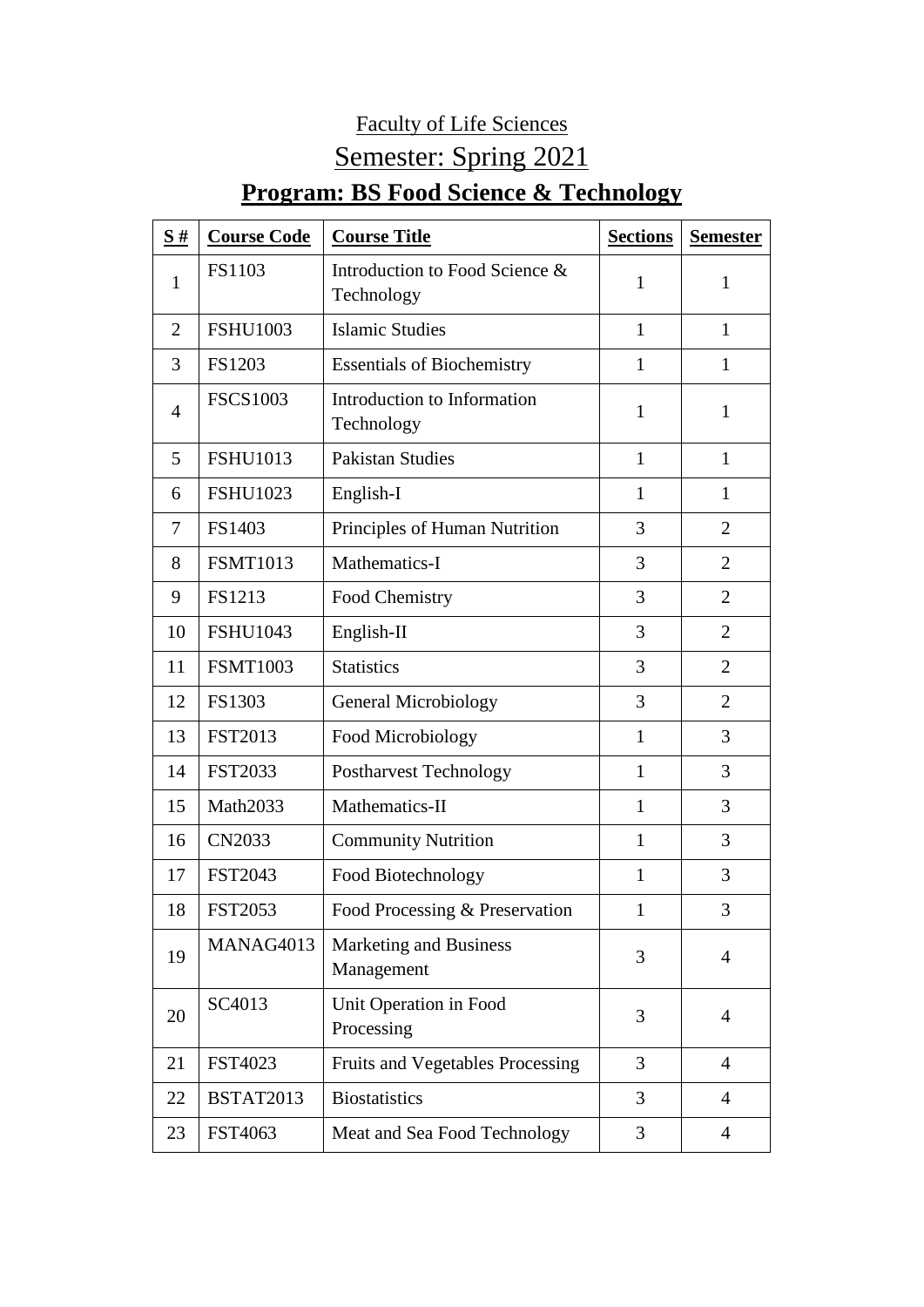# Faculty of Life Sciences

## Semester: Spring 2021

## **Program: BS Food Science & Technology**

| **S #** | **Course Code** | **Course Title** | **Sections** | **Semester** |
|---|---|---|---|---|
| 1 | FS1103 | Introduction to Food Science & Technology | 1 | 1 |
| 2 | FSHU1003 | Islamic Studies | 1 | 1 |
| 3 | FS1203 | Essentials of Biochemistry | 1 | 1 |
| 4 | FSCS1003 | Introduction to Information Technology | 1 | 1 |
| 5 | FSHU1013 | Pakistan Studies | 1 | 1 |
| 6 | FSHU1023 | English-I | 1 | 1 |
| 7 | FS1403 | Principles of Human Nutrition | 3 | 2 |
| 8 | FSMT1013 | Mathematics-I | 3 | 2 |
| 9 | FS1213 | Food Chemistry | 3 | 2 |
| 10 | FSHU1043 | English-II | 3 | 2 |
| 11 | FSMT1003 | Statistics | 3 | 2 |
| 12 | FS1303 | General Microbiology | 3 | 2 |
| 13 | FST2013 | Food Microbiology | 1 | 3 |
| 14 | FST2033 | Postharvest Technology | 1 | 3 |
| 15 | Math2033 | Mathematics-II | 1 | 3 |
| 16 | CN2033 | Community Nutrition | 1 | 3 |
| 17 | FST2043 | Food Biotechnology | 1 | 3 |
| 18 | FST2053 | Food Processing & Preservation | 1 | 3 |
| 19 | MANAG4013 | Marketing and Business Management | 3 | 4 |
| 20 | SC4013 | Unit Operation in Food Processing | 3 | 4 |
| 21 | FST4023 | Fruits and Vegetables Processing | 3 | 4 |
| 22 | BSTAT2013 | Biostatistics | 3 | 4 |
| 23 | FST4063 | Meat and Sea Food Technology | 3 | 4 |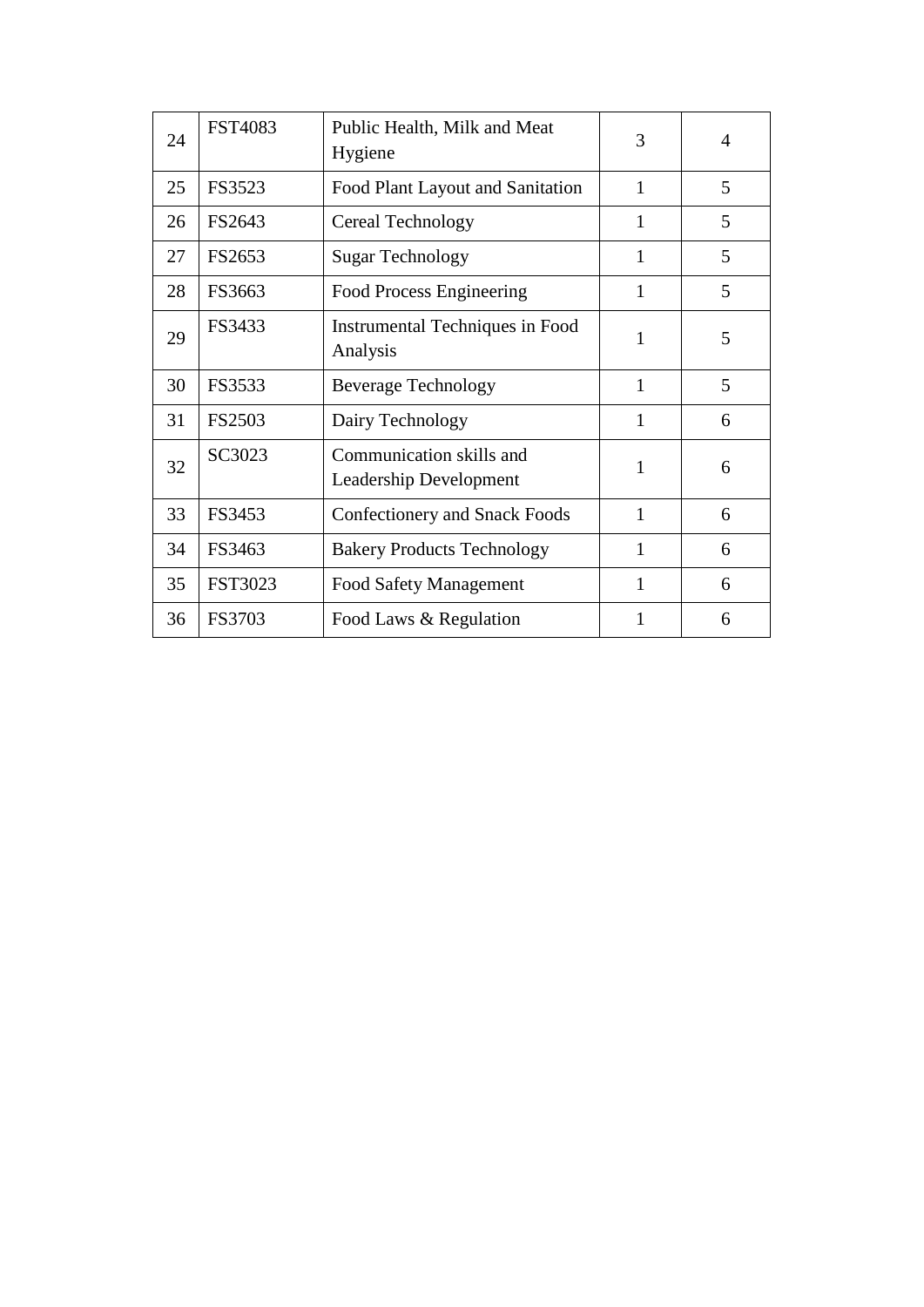| | | | | |
|---|---|---|---|---|
| 24 | FST4083 | Public Health, Milk and Meat Hygiene | 3 | 4 |
| 25 | FS3523 | Food Plant Layout and Sanitation | 1 | 5 |
| 26 | FS2643 | Cereal Technology | 1 | 5 |
| 27 | FS2653 | Sugar Technology | 1 | 5 |
| 28 | FS3663 | Food Process Engineering | 1 | 5 |
| 29 | FS3433 | Instrumental Techniques in Food Analysis | 1 | 5 |
| 30 | FS3533 | Beverage Technology | 1 | 5 |
| 31 | FS2503 | Dairy Technology | 1 | 6 |
| 32 | SC3023 | Communication skills and Leadership Development | 1 | 6 |
| 33 | FS3453 | Confectionery and Snack Foods | 1 | 6 |
| 34 | FS3463 | Bakery Products Technology | 1 | 6 |
| 35 | FST3023 | Food Safety Management | 1 | 6 |
| 36 | FS3703 | Food Laws & Regulation | 1 | 6 |